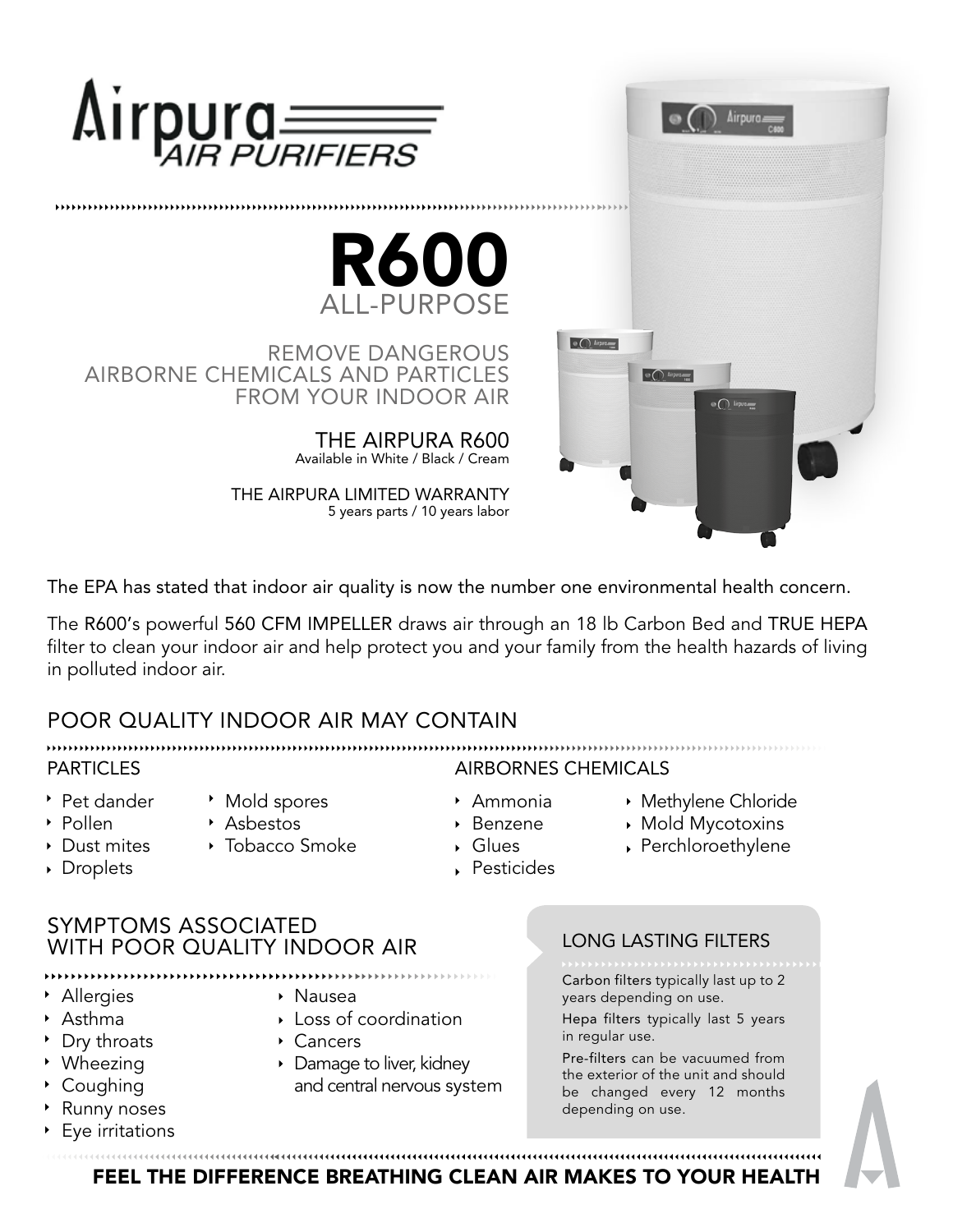# Airpura AIR PURIFIERS

# R600
## ALL-PURPOSE

REMOVE DANGEROUS AIRBORNE CHEMICALS AND PARTICLES FROM YOUR INDOOR AIR

THE AIRPURA R600
Available in White / Black / Cream

THE AIRPURA LIMITED WARRANTY
5 years parts / 10 years labor

The EPA has stated that indoor air quality is now the number one environmental health concern.

The R600's powerful 560 CFM IMPELLER draws air through an 18 lb Carbon Bed and TRUE HEPA filter to clean your indoor air and help protect you and your family from the health hazards of living in polluted indoor air.

## POOR QUALITY INDOOR AIR MAY CONTAIN

### PARTICLES

- Pet dander
- Pollen
- Dust mites
- Droplets
- Mold spores
- Asbestos
- Tobacco Smoke

### AIRBORNES CHEMICALS

- Ammonia
- Benzene
- Glues
- Pesticides
- Methylene Chloride
- Mold Mycotoxins
- Perchloroethylene

## SYMPTOMS ASSOCIATED WITH POOR QUALITY INDOOR AIR

- Allergies
- Asthma
- Dry throats
- Wheezing
- Coughing
- Runny noses
- Eye irritations
- Nausea
- Loss of coordination
- Cancers
- Damage to liver, kidney and central nervous system

## LONG LASTING FILTERS

Carbon filters typically last up to 2 years depending on use.

Hepa filters typically last 5 years in regular use.

Pre-filters can be vacuumed from the exterior of the unit and should be changed every 12 months depending on use.

**FEEL THE DIFFERENCE BREATHING CLEAN AIR MAKES TO YOUR HEALTH**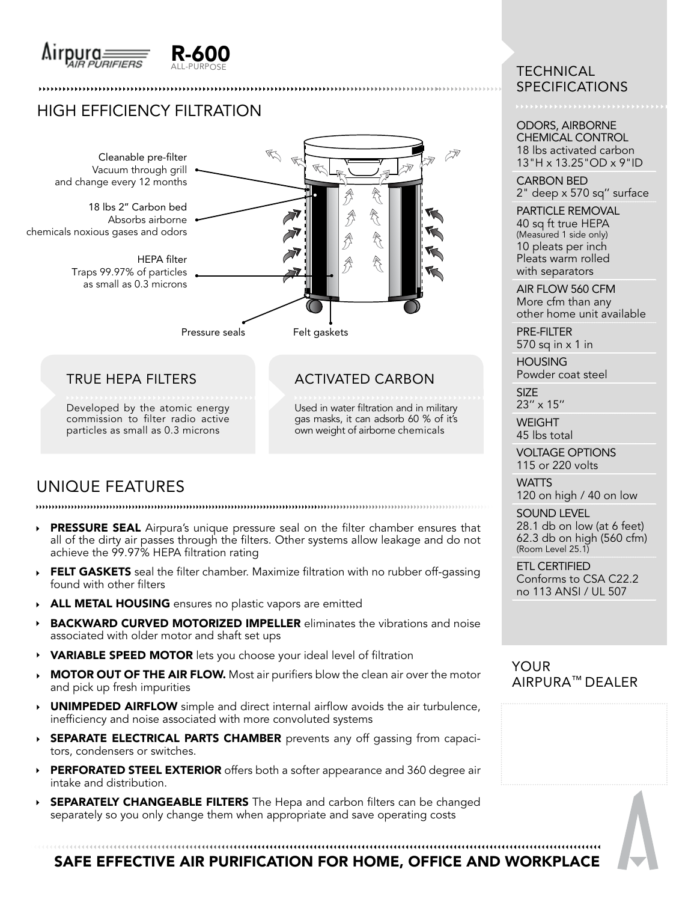Airpura AIR PURIFIERS **R-600** ALL-PURPOSE

## HIGH EFFICIENCY FILTRATION

Cleanable pre-filter
Vacuum through grill
and change every 12 months

18 lbs 2" Carbon bed
Absorbs airborne
chemicals noxious gases and odors

HEPA filter
Traps 99.97% of particles
as small as 0.3 microns

Pressure seals

Felt gaskets

### TRUE HEPA FILTERS

Developed by the atomic energy commission to filter radio active particles as small as 0.3 microns

### ACTIVATED CARBON

Used in water filtration and in military gas masks, it can adsorb 60 % of it's own weight of airborne chemicals

## UNIQUE FEATURES

- **PRESSURE SEAL** Airpura's unique pressure seal on the filter chamber ensures that all of the dirty air passes through the filters. Other systems allow leakage and do not achieve the 99.97% HEPA filtration rating
- **FELT GASKETS** seal the filter chamber. Maximize filtration with no rubber off-gassing found with other filters
- **ALL METAL HOUSING** ensures no plastic vapors are emitted
- **BACKWARD CURVED MOTORIZED IMPELLER** eliminates the vibrations and noise associated with older motor and shaft set ups
- **VARIABLE SPEED MOTOR** lets you choose your ideal level of filtration
- **MOTOR OUT OF THE AIR FLOW.** Most air purifiers blow the clean air over the motor and pick up fresh impurities
- **UNIMPEDED AIRFLOW** simple and direct internal airflow avoids the air turbulence, inefficiency and noise associated with more convoluted systems
- **SEPARATE ELECTRICAL PARTS CHAMBER** prevents any off gassing from capacitors, condensers or switches.
- **PERFORATED STEEL EXTERIOR** offers both a softer appearance and 360 degree air intake and distribution.
- **SEPARATELY CHANGEABLE FILTERS** The Hepa and carbon filters can be changed separately so you only change them when appropriate and save operating costs

## TECHNICAL SPECIFICATIONS

**ODORS, AIRBORNE CHEMICAL CONTROL**
18 lbs activated carbon
13"H x 13.25"OD x 9"ID

**CARBON BED**
2" deep x 570 sq" surface

**PARTICLE REMOVAL**
40 sq ft true HEPA
(Measured 1 side only)
10 pleats per inch
Pleats warm rolled
with separators

**AIR FLOW 560 CFM**
More cfm than any
other home unit available

**PRE-FILTER**
570 sq in x 1 in

**HOUSING**
Powder coat steel

**SIZE**
23" x 15"

**WEIGHT**
45 lbs total

**VOLTAGE OPTIONS**
115 or 220 volts

**WATTS**
120 on high / 40 on low

**SOUND LEVEL**
28.1 db on low (at 6 feet)
62.3 db on high (560 cfm)
(Room Level 25.1)

**ETL CERTIFIED**
Conforms to CSA C22.2
no 113 ANSI / UL 507

## YOUR AIRPURA™ DEALER

## SAFE EFFECTIVE AIR PURIFICATION FOR HOME, OFFICE AND WORKPLACE